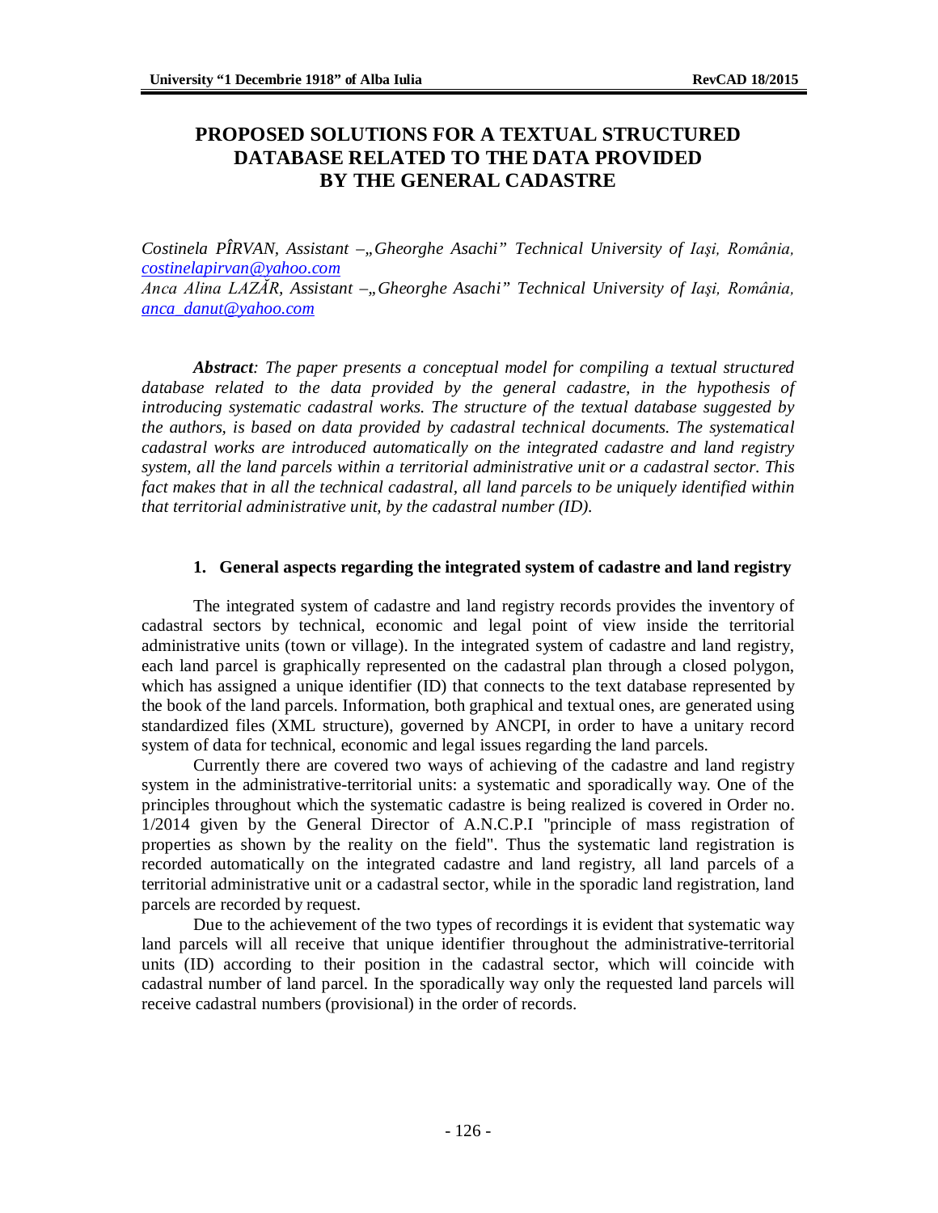# PROPOSED SOLUTIONS FOR A TEXTUAL STRUCTURED DATABASE RELATED TO THE DATA PROVIDED BY THE GENERAL CADASTRE

*Costinela PÎRVAN, Assistant –„Gheorghe Asachi" Technical University of Iaşi, România,* *costinelapirvan@yahoo.com*
*Anca Alina LAZĂR, Assistant –„Gheorghe Asachi" Technical University of Iaşi, România,* *anca_danut@yahoo.com*

***Abstract****: The paper presents a conceptual model for compiling a textual structured database related to the data provided by the general cadastre, in the hypothesis of introducing systematic cadastral works. The structure of the textual database suggested by the authors, is based on data provided by cadastral technical documents. The systematical cadastral works are introduced automatically on the integrated cadastre and land registry system, all the land parcels within a territorial administrative unit or a cadastral sector. This fact makes that in all the technical cadastral, all land parcels to be uniquely identified within that territorial administrative unit, by the cadastral number (ID).*

## 1. General aspects regarding the integrated system of cadastre and land registry

The integrated system of cadastre and land registry records provides the inventory of cadastral sectors by technical, economic and legal point of view inside the territorial administrative units (town or village). In the integrated system of cadastre and land registry, each land parcel is graphically represented on the cadastral plan through a closed polygon, which has assigned a unique identifier (ID) that connects to the text database represented by the book of the land parcels. Information, both graphical and textual ones, are generated using standardized files (XML structure), governed by ANCPI, in order to have a unitary record system of data for technical, economic and legal issues regarding the land parcels.

Currently there are covered two ways of achieving of the cadastre and land registry system in the administrative-territorial units: a systematic and sporadically way. One of the principles throughout which the systematic cadastre is being realized is covered in Order no. 1/2014 given by the General Director of A.N.C.P.I "principle of mass registration of properties as shown by the reality on the field". Thus the systematic land registration is recorded automatically on the integrated cadastre and land registry, all land parcels of a territorial administrative unit or a cadastral sector, while in the sporadic land registration, land parcels are recorded by request.

Due to the achievement of the two types of recordings it is evident that systematic way land parcels will all receive that unique identifier throughout the administrative-territorial units (ID) according to their position in the cadastral sector, which will coincide with cadastral number of land parcel. In the sporadically way only the requested land parcels will receive cadastral numbers (provisional) in the order of records.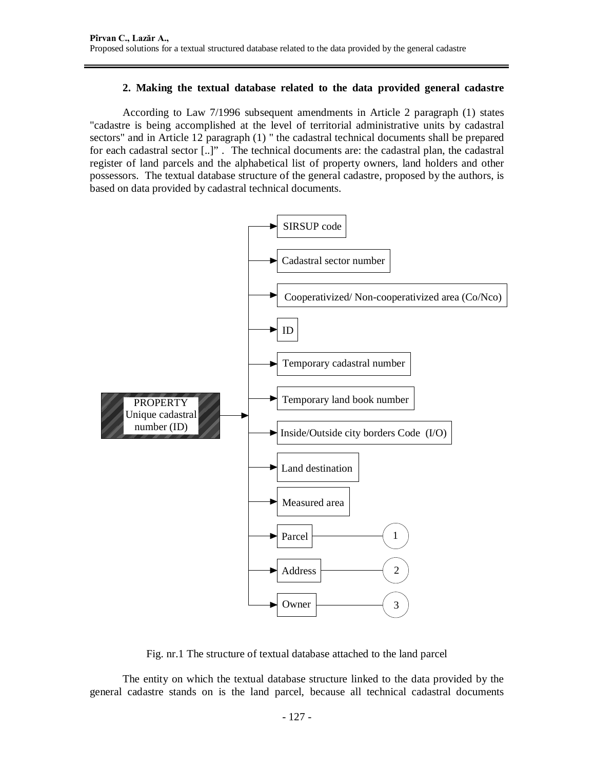## 2. Making the textual database related to the data provided general cadastre

According to Law 7/1996 subsequent amendments in Article 2 paragraph (1) states "cadastre is being accomplished at the level of territorial administrative units by cadastral sectors" and in Article 12 paragraph (1) " the cadastral technical documents shall be prepared for each cadastral sector [..]" . The technical documents are: the cadastral plan, the cadastral register of land parcels and the alphabetical list of property owners, land holders and other possessors. The textual database structure of the general cadastre, proposed by the authors, is based on data provided by cadastral technical documents.

PROPERTY Unique cadastral number (ID)

- SIRSUP code
- Cadastral sector number
- Cooperativized/ Non-cooperativized area (Co/Nco)
- ID
- Temporary cadastral number
- Temporary land book number
- Inside/Outside city borders Code (I/O)
- Land destination
- Measured area
- Parcel — 1
- Address — 2
- Owner — 3

Fig. nr.1 The structure of textual database attached to the land parcel

The entity on which the textual database structure linked to the data provided by the general cadastre stands on is the land parcel, because all technical cadastral documents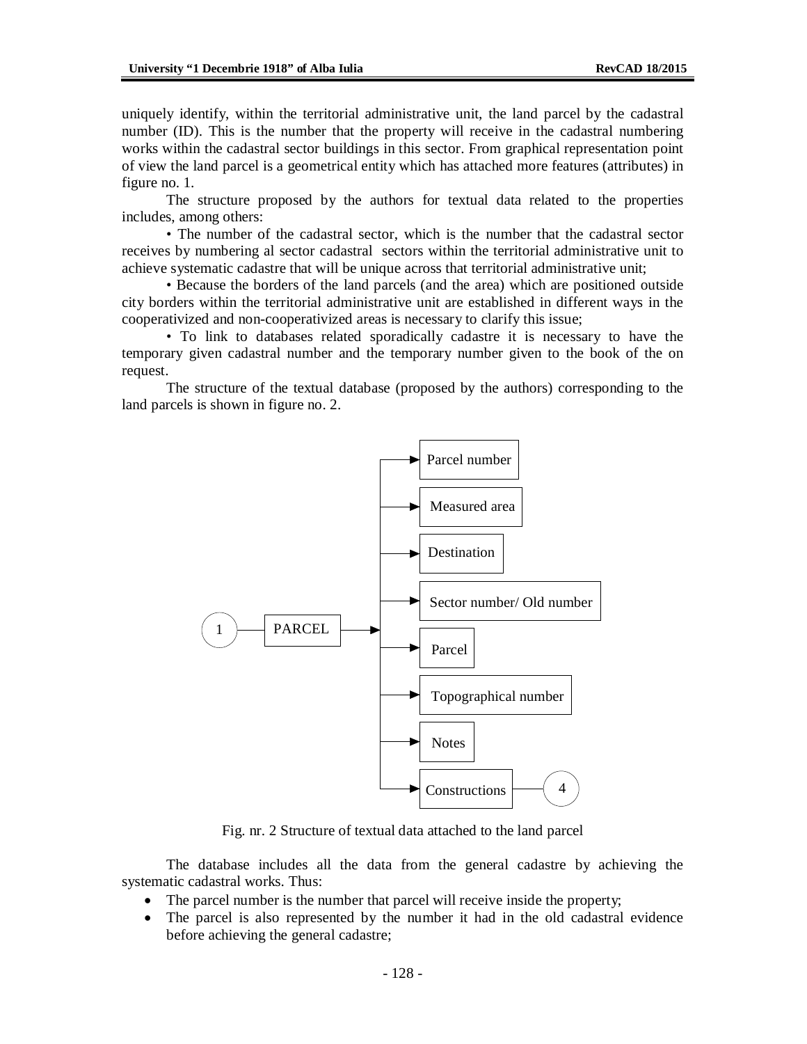uniquely identify, within the territorial administrative unit, the land parcel by the cadastral number (ID). This is the number that the property will receive in the cadastral numbering works within the cadastral sector buildings in this sector. From graphical representation point of view the land parcel is a geometrical entity which has attached more features (attributes) in figure no. 1.

The structure proposed by the authors for textual data related to the properties includes, among others:

• The number of the cadastral sector, which is the number that the cadastral sector receives by numbering al sector cadastral sectors within the territorial administrative unit to achieve systematic cadastre that will be unique across that territorial administrative unit;

• Because the borders of the land parcels (and the area) which are positioned outside city borders within the territorial administrative unit are established in different ways in the cooperativized and non-cooperativized areas is necessary to clarify this issue;

• To link to databases related sporadically cadastre it is necessary to have the temporary given cadastral number and the temporary number given to the book of the on request.

The structure of the textual database (proposed by the authors) corresponding to the land parcels is shown in figure no. 2.

1 — PARCEL → Parcel number; Measured area; Destination; Sector number/ Old number; Parcel; Topographical number; Notes; Constructions — 4

Fig. nr. 2 Structure of textual data attached to the land parcel

The database includes all the data from the general cadastre by achieving the systematic cadastral works. Thus:

- The parcel number is the number that parcel will receive inside the property;
- The parcel is also represented by the number it had in the old cadastral evidence before achieving the general cadastre;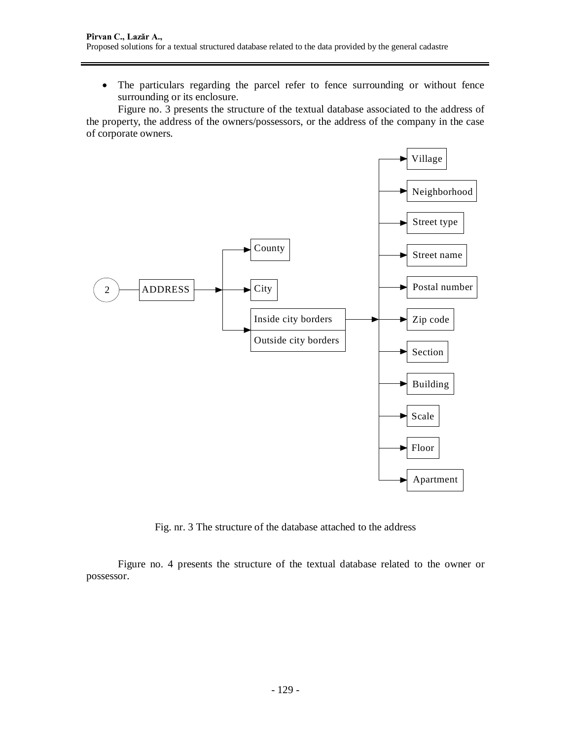- The particulars regarding the parcel refer to fence surrounding or without fence surrounding or its enclosure.

Figure no. 3 presents the structure of the textual database associated to the address of the property, the address of the owners/possessors, or the address of the company in the case of corporate owners.

Fig. nr. 3 The structure of the database attached to the address

Figure no. 4 presents the structure of the textual database related to the owner or possessor.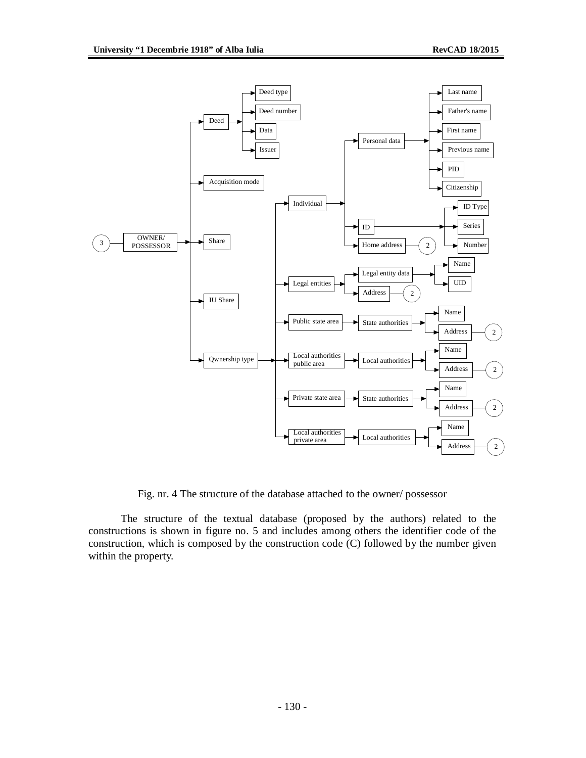Fig. nr. 4 The structure of the database attached to the owner/ possessor

The structure of the textual database (proposed by the authors) related to the constructions is shown in figure no. 5 and includes among others the identifier code of the construction, which is composed by the construction code (C) followed by the number given within the property.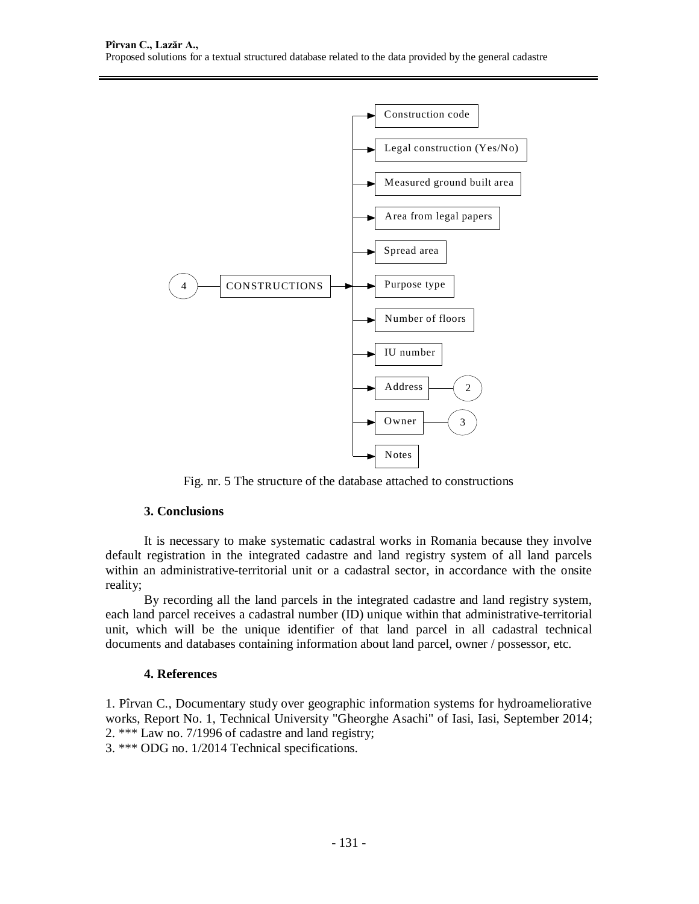4

CONSTRUCTIONS

Construction code

Legal construction (Yes/No)

Measured ground built area

Area from legal papers

Spread area

Purpose type

Number of floors

IU number

Address

2

Owner

3

Notes

Fig. nr. 5 The structure of the database attached to constructions

### 3. Conclusions

It is necessary to make systematic cadastral works in Romania because they involve default registration in the integrated cadastre and land registry system of all land parcels within an administrative-territorial unit or a cadastral sector, in accordance with the onsite reality;

By recording all the land parcels in the integrated cadastre and land registry system, each land parcel receives a cadastral number (ID) unique within that administrative-territorial unit, which will be the unique identifier of that land parcel in all cadastral technical documents and databases containing information about land parcel, owner / possessor, etc.

### 4. References

1. Pîrvan C., Documentary study over geographic information systems for hydroameliorative works, Report No. 1, Technical University "Gheorghe Asachi" of Iasi, Iasi, September 2014;
2. *** Law no. 7/1996 of cadastre and land registry;
3. *** ODG no. 1/2014 Technical specifications.